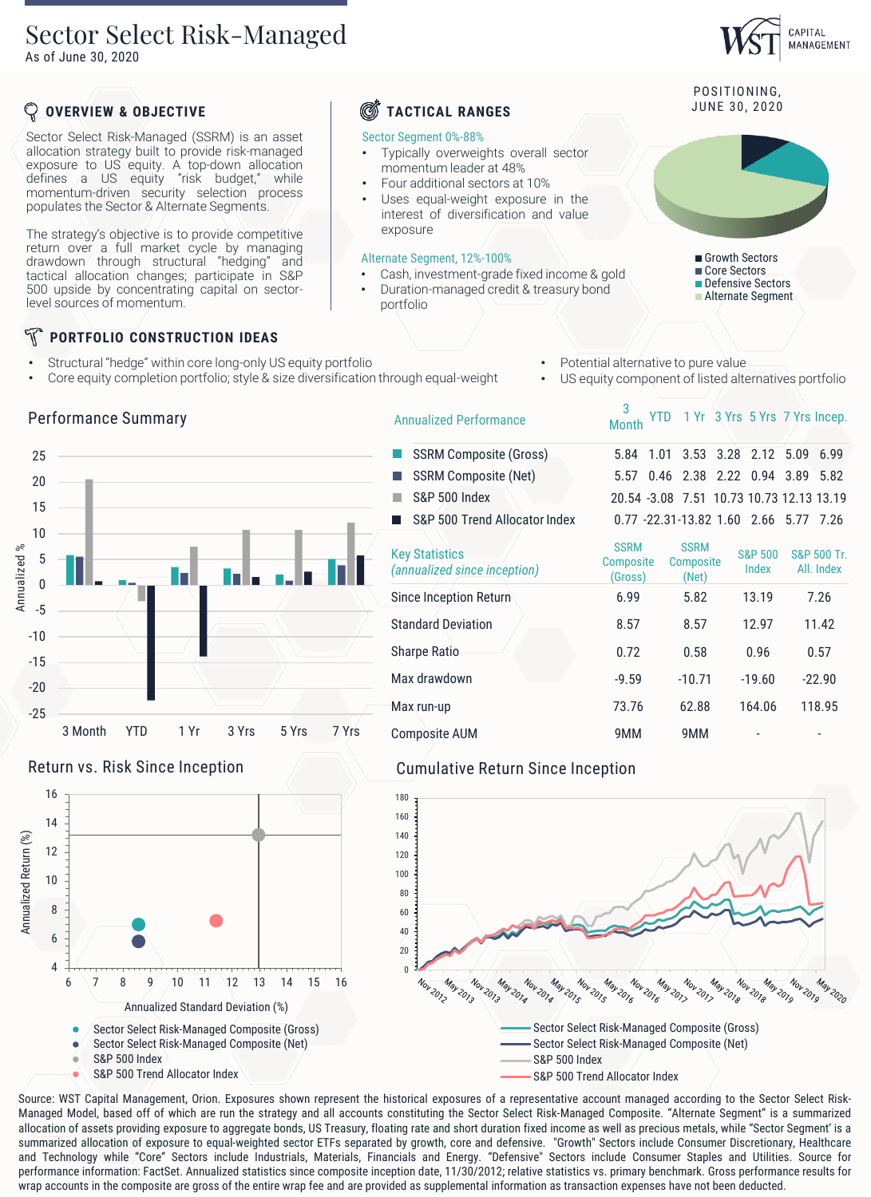# Sector Select Risk-Managed

As of June 30, 2020

## OVERVIEW & OBJECTIVE

Sector Select Risk-Managed (SSRM) is an asset allocation strategy built to provide risk-managed exposure to US equity. A top-down allocation defines a US equity "risk budget," while momentum-driven security selection process populates the Sector & Alternate Segments.

The strategy's objective is to provide competitive return over a full market cycle by managing drawdown through structural "hedging" and tactical allocation changes; participate in S&P 500 upside by concentrating capital on sector-level sources of momentum.

## TACTICAL RANGES

Sector Segment 0%-88%

- Typically overweights overall sector momentum leader at 48%
- Four additional sectors at 10%
- Uses equal-weight exposure in the interest of diversification and value exposure

Alternate Segment, 12%-100%

- Cash, investment-grade fixed income & gold
- Duration-managed credit & treasury bond portfolio

## POSITIONING, JUNE 30, 2020

- Growth Sectors
- Core Sectors
- Defensive Sectors
- Alternate Segment

## PORTFOLIO CONSTRUCTION IDEAS

- Structural "hedge" within core long-only US equity portfolio
- Core equity completion portfolio; style & size diversification through equal-weight
- Potential alternative to pure value
- US equity component of listed alternatives portfolio

## Performance Summary

| Annualized Performance | 3 Month | YTD | 1 Yr | 3 Yrs | 5 Yrs | 7 Yrs | Incep. |
|---|---|---|---|---|---|---|---|
| SSRM Composite (Gross) | 5.84 | 1.01 | 3.53 | 3.28 | 2.12 | 5.09 | 6.99 |
| SSRM Composite (Net) | 5.57 | 0.46 | 2.38 | 2.22 | 0.94 | 3.89 | 5.82 |
| S&P 500 Index | 20.54 | -3.08 | 7.51 | 10.73 | 10.73 | 12.13 | 13.19 |
| S&P 500 Trend Allocator Index | 0.77 | -22.31 | -13.82 | 1.60 | 2.66 | 5.77 | 7.26 |

| Key Statistics *(annualized since inception)* | SSRM Composite (Gross) | SSRM Composite (Net) | S&P 500 Index | S&P 500 Tr. All. Index |
|---|---|---|---|---|
| Since Inception Return | 6.99 | 5.82 | 13.19 | 7.26 |
| Standard Deviation | 8.57 | 8.57 | 12.97 | 11.42 |
| Sharpe Ratio | 0.72 | 0.58 | 0.96 | 0.57 |
| Max drawdown | -9.59 | -10.71 | -19.60 | -22.90 |
| Max run-up | 73.76 | 62.88 | 164.06 | 118.95 |
| Composite AUM | 9MM | 9MM | - | - |

## Return vs. Risk Since Inception

- Sector Select Risk-Managed Composite (Gross)
- Sector Select Risk-Managed Composite (Net)
- S&P 500 Index
- S&P 500 Trend Allocator Index

## Cumulative Return Since Inception

- Sector Select Risk-Managed Composite (Gross)
- Sector Select Risk-Managed Composite (Net)
- S&P 500 Index
- S&P 500 Trend Allocator Index

Source: WST Capital Management, Orion. Exposures shown represent the historical exposures of a representative account managed according to the Sector Select Risk-Managed Model, based off of which are run the strategy and all accounts constituting the Sector Select Risk-Managed Composite. "Alternate Segment" is a summarized allocation of assets providing exposure to aggregate bonds, US Treasury, floating rate and short duration fixed income as well as precious metals, while "Sector Segment' is a summarized allocation of exposure to equal-weighted sector ETFs separated by growth, core and defensive. "Growth" Sectors include Consumer Discretionary, Healthcare and Technology while "Core" Sectors include Industrials, Materials, Financials and Energy. "Defensive" Sectors include Consumer Staples and Utilities. Source for performance information: FactSet. Annualized statistics since composite inception date, 11/30/2012; relative statistics vs. primary benchmark. Gross performance results for wrap accounts in the composite are gross of the entire wrap fee and are provided as supplemental information as transaction expenses have not been deducted.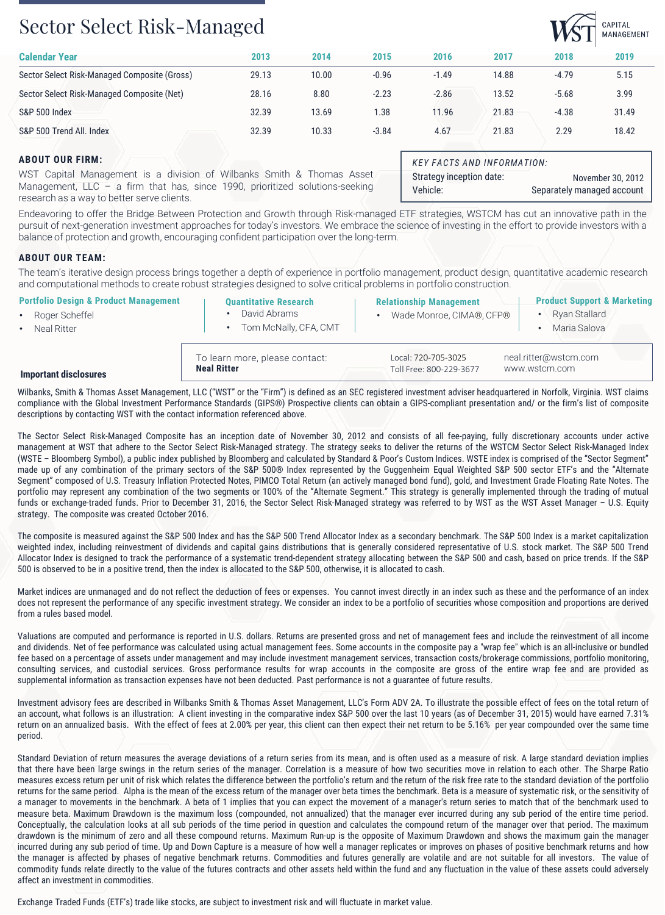# Sector Select Risk-Managed

WST CAPITAL MANAGEMENT

| Calendar Year | 2013 | 2014 | 2015 | 2016 | 2017 | 2018 | 2019 |
|---|---|---|---|---|---|---|---|
| Sector Select Risk-Managed Composite (Gross) | 29.13 | 10.00 | -0.96 | -1.49 | 14.88 | -4.79 | 5.15 |
| Sector Select Risk-Managed Composite (Net) | 28.16 | 8.80 | -2.23 | -2.86 | 13.52 | -5.68 | 3.99 |
| S&P 500 Index | 32.39 | 13.69 | 1.38 | 11.96 | 21.83 | -4.38 | 31.49 |
| S&P 500 Trend All. Index | 32.39 | 10.33 | -3.84 | 4.67 | 21.83 | 2.29 | 18.42 |

## ABOUT OUR FIRM:

WST Capital Management is a division of Wilbanks Smith & Thomas Asset Management, LLC – a firm that has, since 1990, prioritized solutions-seeking research as a way to better serve clients.

Endeavoring to offer the Bridge Between Protection and Growth through Risk-managed ETF strategies, WSTCM has cut an innovative path in the pursuit of next-generation investment approaches for today's investors. We embrace the science of investing in the effort to provide investors with a balance of protection and growth, encouraging confident participation over the long-term.

*KEY FACTS AND INFORMATION:*

| | |
|---|---|
| Strategy inception date: | November 30, 2012 |
| Vehicle: | Separately managed account |

## ABOUT OUR TEAM:

The team's iterative design process brings together a depth of experience in portfolio management, product design, quantitative academic research and computational methods to create robust strategies designed to solve critical problems in portfolio construction.

**Portfolio Design & Product Management**
- Roger Scheffel
- Neal Ritter

**Quantitative Research**
- David Abrams
- Tom McNally, CFA, CMT

**Relationship Management**
- Wade Monroe, CIMA®, CFP®

**Product Support & Marketing**
- Ryan Stallard
- Maria Salova

To learn more, please contact: **Neal Ritter**
Local: 720-705-3025
Toll Free: 800-229-3677
neal.ritter@wstcm.com
www.wstcm.com

### Important disclosures

Wilbanks, Smith & Thomas Asset Management, LLC ("WST" or the "Firm") is defined as an SEC registered investment adviser headquartered in Norfolk, Virginia. WST claims compliance with the Global Investment Performance Standards (GIPS®) Prospective clients can obtain a GIPS-compliant presentation and/ or the firm's list of composite descriptions by contacting WST with the contact information referenced above.

The Sector Select Risk-Managed Composite has an inception date of November 30, 2012 and consists of all fee-paying, fully discretionary accounts under active management at WST that adhere to the Sector Select Risk-Managed strategy. The strategy seeks to deliver the returns of the WSTCM Sector Select Risk-Managed Index (WSTE – Bloomberg Symbol), a public index published by Bloomberg and calculated by Standard & Poor's Custom Indices. WSTE index is comprised of the "Sector Segment" made up of any combination of the primary sectors of the S&P 500® Index represented by the Guggenheim Equal Weighted S&P 500 sector ETF's and the "Alternate Segment" composed of U.S. Treasury Inflation Protected Notes, PIMCO Total Return (an actively managed bond fund), gold, and Investment Grade Floating Rate Notes. The portfolio may represent any combination of the two segments or 100% of the "Alternate Segment." This strategy is generally implemented through the trading of mutual funds or exchange-traded funds. Prior to December 31, 2016, the Sector Select Risk-Managed strategy was referred to by WST as the WST Asset Manager – U.S. Equity strategy. The composite was created October 2016.

The composite is measured against the S&P 500 Index and has the S&P 500 Trend Allocator Index as a secondary benchmark. The S&P 500 Index is a market capitalization weighted index, including reinvestment of dividends and capital gains distributions that is generally considered representative of U.S. stock market. The S&P 500 Trend Allocator Index is designed to track the performance of a systematic trend-dependent strategy allocating between the S&P 500 and cash, based on price trends. If the S&P 500 is observed to be in a positive trend, then the index is allocated to the S&P 500, otherwise, it is allocated to cash.

Market indices are unmanaged and do not reflect the deduction of fees or expenses. You cannot invest directly in an index such as these and the performance of an index does not represent the performance of any specific investment strategy. We consider an index to be a portfolio of securities whose composition and proportions are derived from a rules based model.

Valuations are computed and performance is reported in U.S. dollars. Returns are presented gross and net of management fees and include the reinvestment of all income and dividends. Net of fee performance was calculated using actual management fees. Some accounts in the composite pay a "wrap fee" which is an all-inclusive or bundled fee based on a percentage of assets under management and may include investment management services, transaction costs/brokerage commissions, portfolio monitoring, consulting services, and custodial services. Gross performance results for wrap accounts in the composite are gross of the entire wrap fee and are provided as supplemental information as transaction expenses have not been deducted. Past performance is not a guarantee of future results.

Investment advisory fees are described in Wilbanks Smith & Thomas Asset Management, LLC's Form ADV 2A. To illustrate the possible effect of fees on the total return of an account, what follows is an illustration: A client investing in the comparative index S&P 500 over the last 10 years (as of December 31, 2015) would have earned 7.31% return on an annualized basis. With the effect of fees at 2.00% per year, this client can then expect their net return to be 5.16% per year compounded over the same time period.

Standard Deviation of return measures the average deviations of a return series from its mean, and is often used as a measure of risk. A large standard deviation implies that there have been large swings in the return series of the manager. Correlation is a measure of how two securities move in relation to each other. The Sharpe Ratio measures excess return per unit of risk which relates the difference between the portfolio's return and the return of the risk free rate to the standard deviation of the portfolio returns for the same period. Alpha is the mean of the excess return of the manager over beta times the benchmark. Beta is a measure of systematic risk, or the sensitivity of a manager to movements in the benchmark. A beta of 1 implies that you can expect the movement of a manager's return series to match that of the benchmark used to measure beta. Maximum Drawdown is the maximum loss (compounded, not annualized) that the manager ever incurred during any sub period of the entire time period. Conceptually, the calculation looks at all sub periods of the time period in question and calculates the compound return of the manager over that period. The maximum drawdown is the minimum of zero and all these compound returns. Maximum Run-up is the opposite of Maximum Drawdown and shows the maximum gain the manager incurred during any sub period of time. Up and Down Capture is a measure of how well a manager replicates or improves on phases of positive benchmark returns and how the manager is affected by phases of negative benchmark returns. Commodities and futures generally are volatile and are not suitable for all investors. The value of commodity funds relate directly to the value of the futures contracts and other assets held within the fund and any fluctuation in the value of these assets could adversely affect an investment in commodities.

Exchange Traded Funds (ETF's) trade like stocks, are subject to investment risk and will fluctuate in market value.